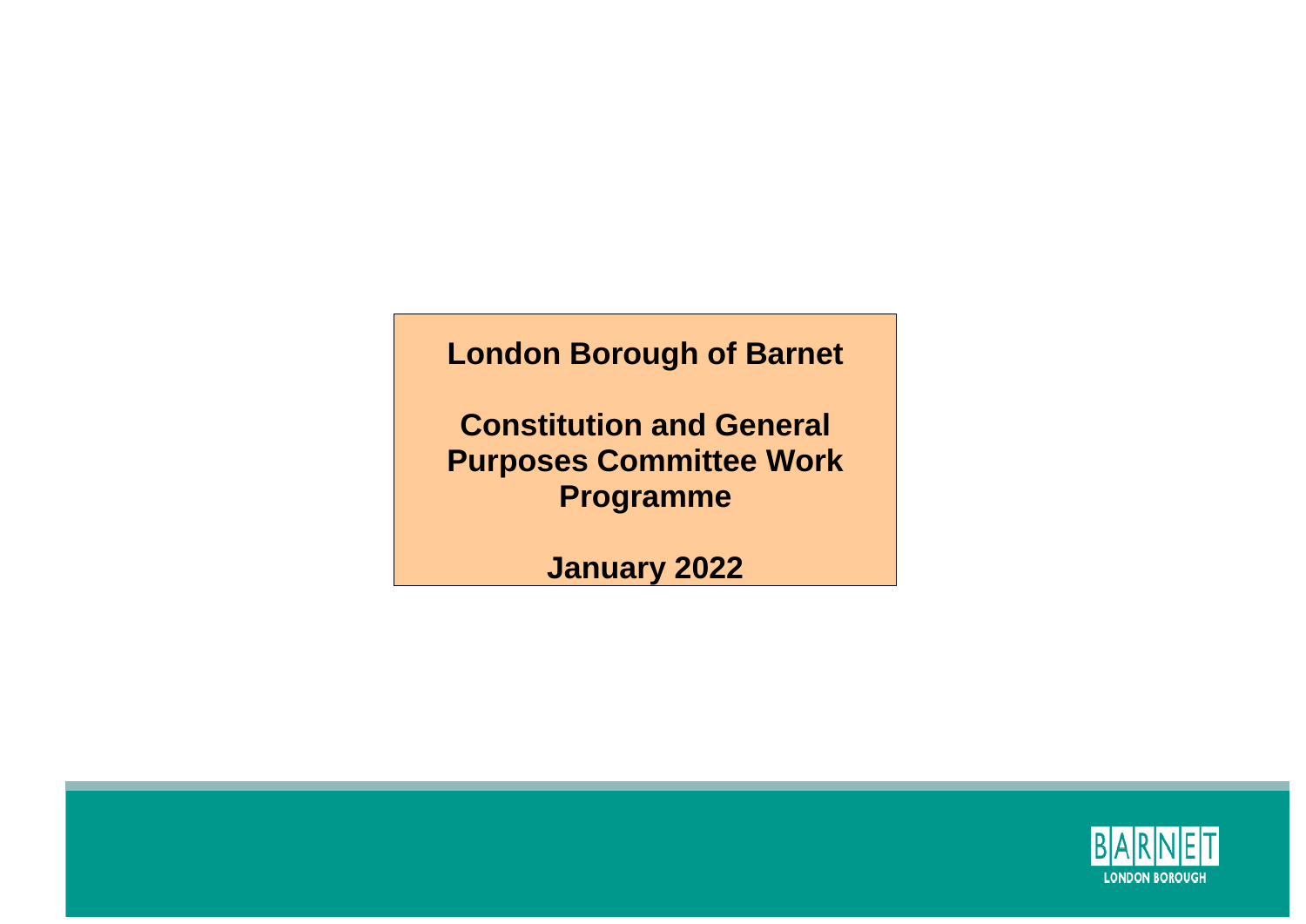# London Borough of Barnet

# Constitution and General Purposes Committee Work Programme

## January 2022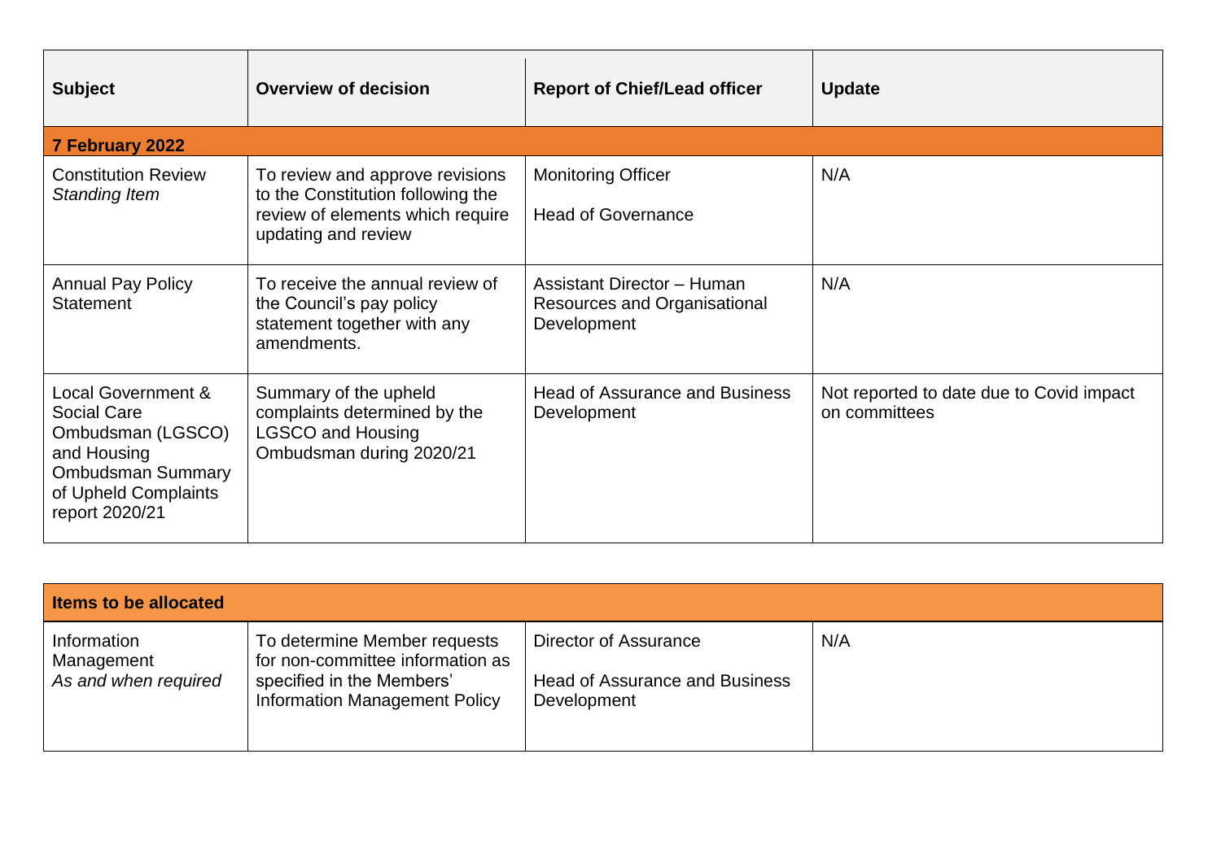| Subject | Overview of decision | Report of Chief/Lead officer | Update |
|---|---|---|---|
| **7 February 2022** | | | |
| Constitution Review *Standing Item* | To review and approve revisions to the Constitution following the review of elements which require updating and review | Monitoring Officer<br><br>Head of Governance | N/A |
| Annual Pay Policy Statement | To receive the annual review of the Council's pay policy statement together with any amendments. | Assistant Director – Human Resources and Organisational Development | N/A |
| Local Government & Social Care Ombudsman (LGSCO) and Housing Ombudsman Summary of Upheld Complaints report 2020/21 | Summary of the upheld complaints determined by the LGSCO and Housing Ombudsman during 2020/21 | Head of Assurance and Business Development | Not reported to date due to Covid impact on committees |

| **Items to be allocated** | | | |
|---|---|---|---|
| Information Management *As and when required* | To determine Member requests for non-committee information as specified in the Members' Information Management Policy | Director of Assurance<br><br>Head of Assurance and Business Development | N/A |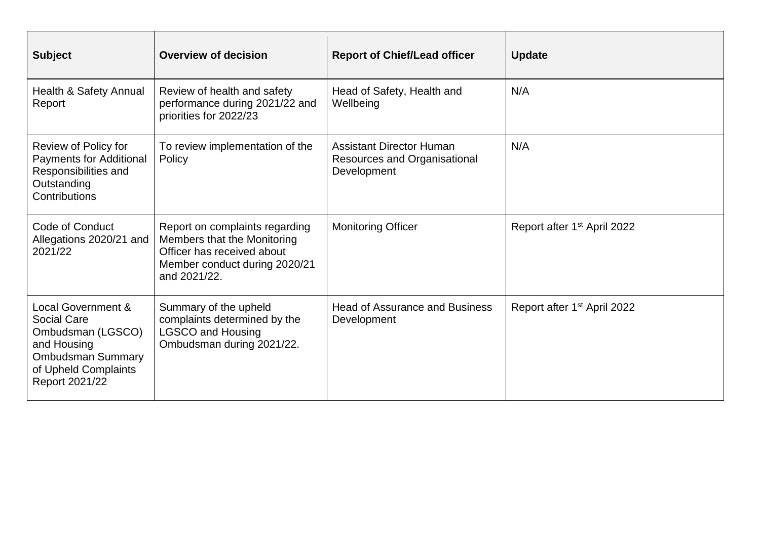| Subject | Overview of decision | Report of Chief/Lead officer | Update |
| --- | --- | --- | --- |
| Health & Safety Annual Report | Review of health and safety performance during 2021/22 and priorities for 2022/23 | Head of Safety, Health and Wellbeing | N/A |
| Review of Policy for Payments for Additional Responsibilities and Outstanding Contributions | To review implementation of the Policy | Assistant Director Human Resources and Organisational Development | N/A |
| Code of Conduct Allegations 2020/21 and 2021/22 | Report on complaints regarding Members that the Monitoring Officer has received about Member conduct during 2020/21 and 2021/22. | Monitoring Officer | Report after 1st April 2022 |
| Local Government & Social Care Ombudsman (LGSCO) and Housing Ombudsman Summary of Upheld Complaints Report 2021/22 | Summary of the upheld complaints determined by the LGSCO and Housing Ombudsman during 2021/22. | Head of Assurance and Business Development | Report after 1st April 2022 |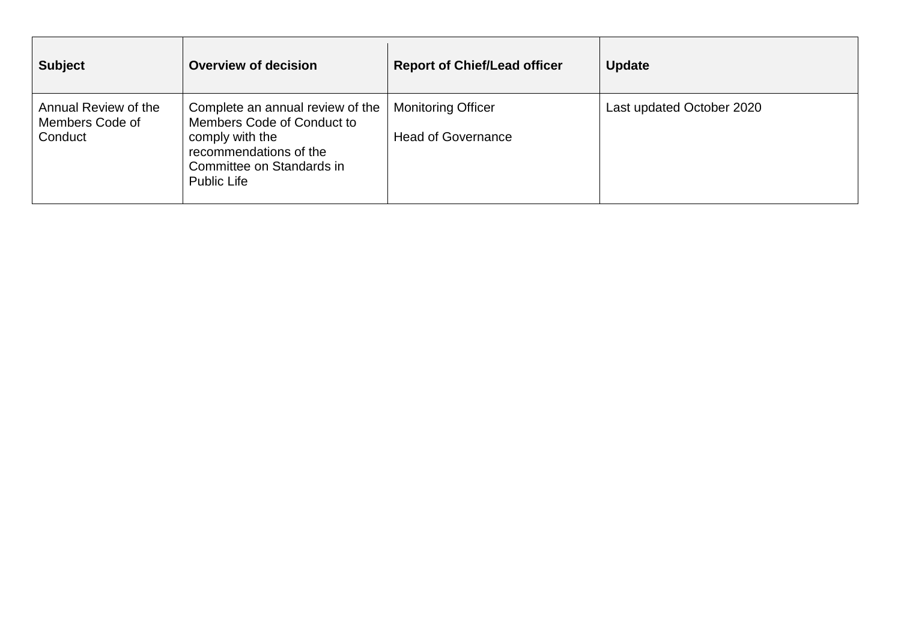| Subject | Overview of decision | Report of Chief/Lead officer | Update |
| --- | --- | --- | --- |
| Annual Review of the Members Code of Conduct | Complete an annual review of the Members Code of Conduct to comply with the recommendations of the Committee on Standards in Public Life | Monitoring Officer<br><br>Head of Governance | Last updated October 2020 |